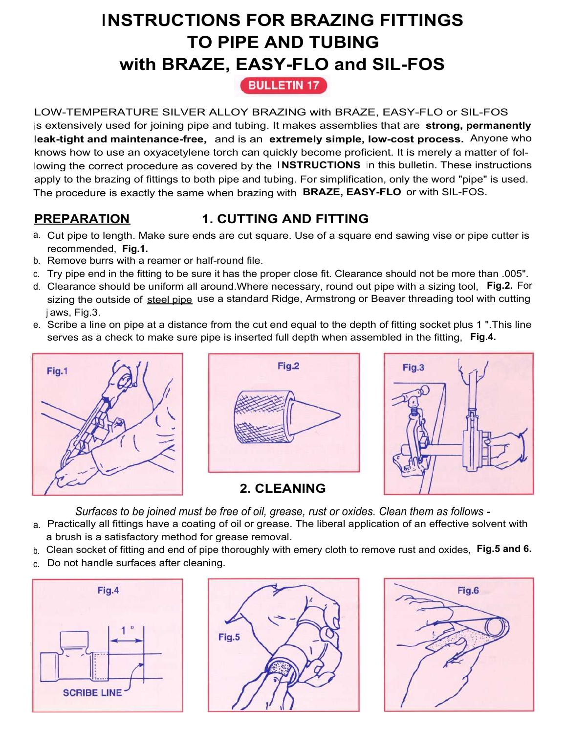# INSTRUCTIONS FOR BRAZING FITTINGS TO PIPE AND TUBING with BRAZE, EASY-FLO and SIL-FOS

**BULLETIN 17**

LOW-TEMPERATURE SILVER ALLOY BRAZING with BRAZE, EASY-FLO or SIL-FOS is extensively used for joining pipe and tubing. It makes assemblies that are **strong, permanently leak-tight and maintenance-free,** and is an **extremely simple, low-cost process.** Anyone who knows how to use an oxyacetylene torch can quickly become proficient. It is merely a matter of following the correct procedure as covered by the **INSTRUCTIONS** in this bulletin. These instructions apply to the brazing of fittings to both pipe and tubing. For simplification, only the word "pipe" is used. The procedure is exactly the same when brazing with **BRAZE, EASY-FLO** or with SIL-FOS.

## PREPARATION

### 1. CUTTING AND FITTING

a. Cut pipe to length. Make sure ends are cut square. Use of a square end sawing vise or pipe cutter is recommended, **Fig.1.**

b. Remove burrs with a reamer or half-round file.

c. Try pipe end in the fitting to be sure it has the proper close fit. Clearance should not be more than .005".

d. Clearance should be uniform all around. Where necessary, round out pipe with a sizing tool, **Fig.2.** For sizing the outside of steel pipe use a standard Ridge, Armstrong or Beaver threading tool with cutting jaws, Fig.3.

e. Scribe a line on pipe at a distance from the cut end equal to the depth of fitting socket plus 1 ". This line serves as a check to make sure pipe is inserted full depth when assembled in the fitting, **Fig.4.**

Fig.1

Fig.2

Fig.3

### 2. CLEANING

*Surfaces to be joined must be free of oil, grease, rust or oxides. Clean them as follows -*

a. Practically all fittings have a coating of oil or grease. The liberal application of an effective solvent with a brush is a satisfactory method for grease removal.

b. Clean socket of fitting and end of pipe thoroughly with emery cloth to remove rust and oxides, **Fig.5 and 6.**

c. Do not handle surfaces after cleaning.

Fig.4

1 "

SCRIBE LINE

Fig.5

Fig.6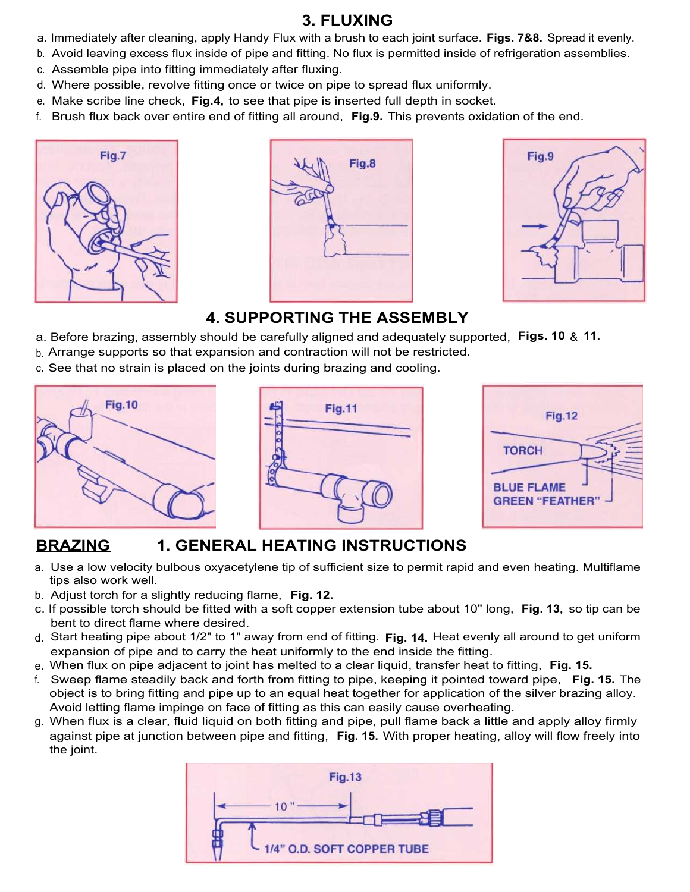## 3. FLUXING

a. Immediately after cleaning, apply Handy Flux with a brush to each joint surface. **Figs. 7&8.** Spread it evenly.

b. Avoid leaving excess flux inside of pipe and fitting. No flux is permitted inside of refrigeration assemblies.

c. Assemble pipe into fitting immediately after fluxing.

d. Where possible, revolve fitting once or twice on pipe to spread flux uniformly.

e. Make scribe line check, **Fig.4,** to see that pipe is inserted full depth in socket.

f. Brush flux back over entire end of fitting all around, **Fig.9.** This prevents oxidation of the end.

Fig.7

Fig.8

Fig.9

## 4. SUPPORTING THE ASSEMBLY

a. Before brazing, assembly should be carefully aligned and adequately supported, **Figs. 10 & 11.**

b. Arrange supports so that expansion and contraction will not be restricted.

c. See that no strain is placed on the joints during brazing and cooling.

Fig.10

Fig.11

Fig.12

TORCH

BLUE FLAME
GREEN "FEATHER"

## BRAZING — 1. GENERAL HEATING INSTRUCTIONS

a. Use a low velocity bulbous oxyacetylene tip of sufficient size to permit rapid and even heating. Multiflame tips also work well.

b. Adjust torch for a slightly reducing flame, **Fig. 12.**

c. If possible torch should be fitted with a soft copper extension tube about 10" long, **Fig. 13,** so tip can be bent to direct flame where desired.

d. Start heating pipe about 1/2" to 1" away from end of fitting. **Fig. 14.** Heat evenly all around to get uniform expansion of pipe and to carry the heat uniformly to the end inside the fitting.

e. When flux on pipe adjacent to joint has melted to a clear liquid, transfer heat to fitting, **Fig. 15.**

f. Sweep flame steadily back and forth from fitting to pipe, keeping it pointed toward pipe, **Fig. 15.** The object is to bring fitting and pipe up to an equal heat together for application of the silver brazing alloy. Avoid letting flame impinge on face of fitting as this can easily cause overheating.

g. When flux is a clear, fluid liquid on both fitting and pipe, pull flame back a little and apply alloy firmly against pipe at junction between pipe and fitting, **Fig. 15.** With proper heating, alloy will flow freely into the joint.

Fig.13

10"

1/4" O.D. SOFT COPPER TUBE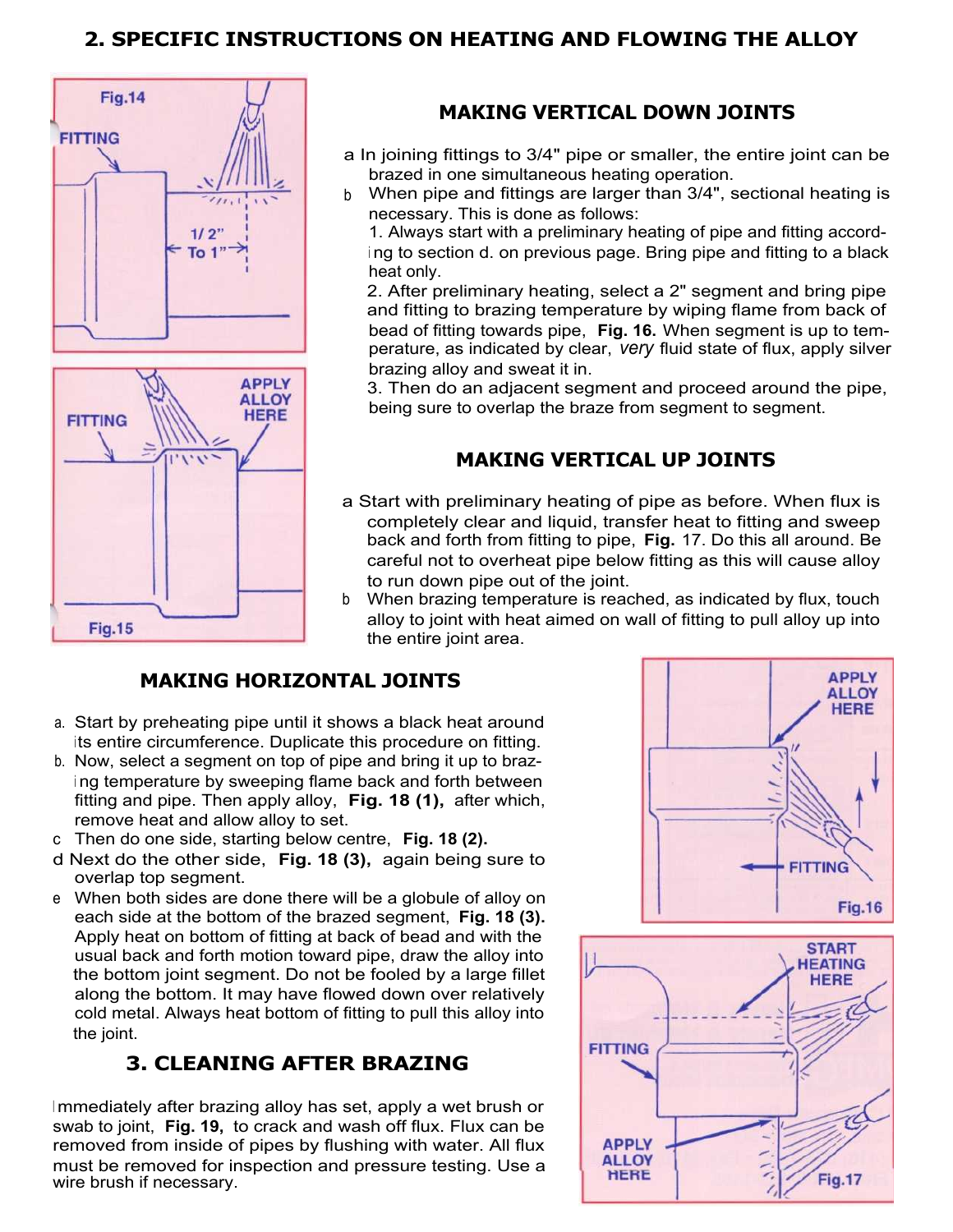## 2. SPECIFIC INSTRUCTIONS ON HEATING AND FLOWING THE ALLOY

### MAKING VERTICAL DOWN JOINTS

a In joining fittings to 3/4" pipe or smaller, the entire joint can be brazed in one simultaneous heating operation.

b When pipe and fittings are larger than 3/4", sectional heating is necessary. This is done as follows:

1. Always start with a preliminary heating of pipe and fitting according to section d. on previous page. Bring pipe and fitting to a black heat only.
2. After preliminary heating, select a 2" segment and bring pipe and fitting to brazing temperature by wiping flame from back of bead of fitting towards pipe, **Fig. 16.** When segment is up to temperature, as indicated by clear, *very* fluid state of flux, apply silver brazing alloy and sweat it in.
3. Then do an adjacent segment and proceed around the pipe, being sure to overlap the braze from segment to segment.

### MAKING VERTICAL UP JOINTS

a Start with preliminary heating of pipe as before. When flux is completely clear and liquid, transfer heat to fitting and sweep back and forth from fitting to pipe, **Fig.** 17. Do this all around. Be careful not to overheat pipe below fitting as this will cause alloy to run down pipe out of the joint.

b When brazing temperature is reached, as indicated by flux, touch alloy to joint with heat aimed on wall of fitting to pull alloy up into the entire joint area.

### MAKING HORIZONTAL JOINTS

a. Start by preheating pipe until it shows a black heat around its entire circumference. Duplicate this procedure on fitting.

b. Now, select a segment on top of pipe and bring it up to brazing temperature by sweeping flame back and forth between fitting and pipe. Then apply alloy, **Fig. 18 (1),** after which, remove heat and allow alloy to set.

c Then do one side, starting below centre, **Fig. 18 (2).**

d Next do the other side, **Fig. 18 (3),** again being sure to overlap top segment.

e When both sides are done there will be a globule of alloy on each side at the bottom of the brazed segment, **Fig. 18 (3).** Apply heat on bottom of fitting at back of bead and with the usual back and forth motion toward pipe, draw the alloy into the bottom joint segment. Do not be fooled by a large fillet along the bottom. It may have flowed down over relatively cold metal. Always heat bottom of fitting to pull this alloy into the joint.

## 3. CLEANING AFTER BRAZING

Immediately after brazing alloy has set, apply a wet brush or swab to joint, **Fig. 19,** to crack and wash off flux. Flux can be removed from inside of pipes by flushing with water. All flux must be removed for inspection and pressure testing. Use a wire brush if necessary.

Fig.14 — FITTING; 1/2" To 1"

Fig.15 — FITTING; APPLY ALLOY HERE

Fig.16 — APPLY ALLOY HERE; FITTING

Fig.17 — START HEATING HERE; FITTING; APPLY ALLOY HERE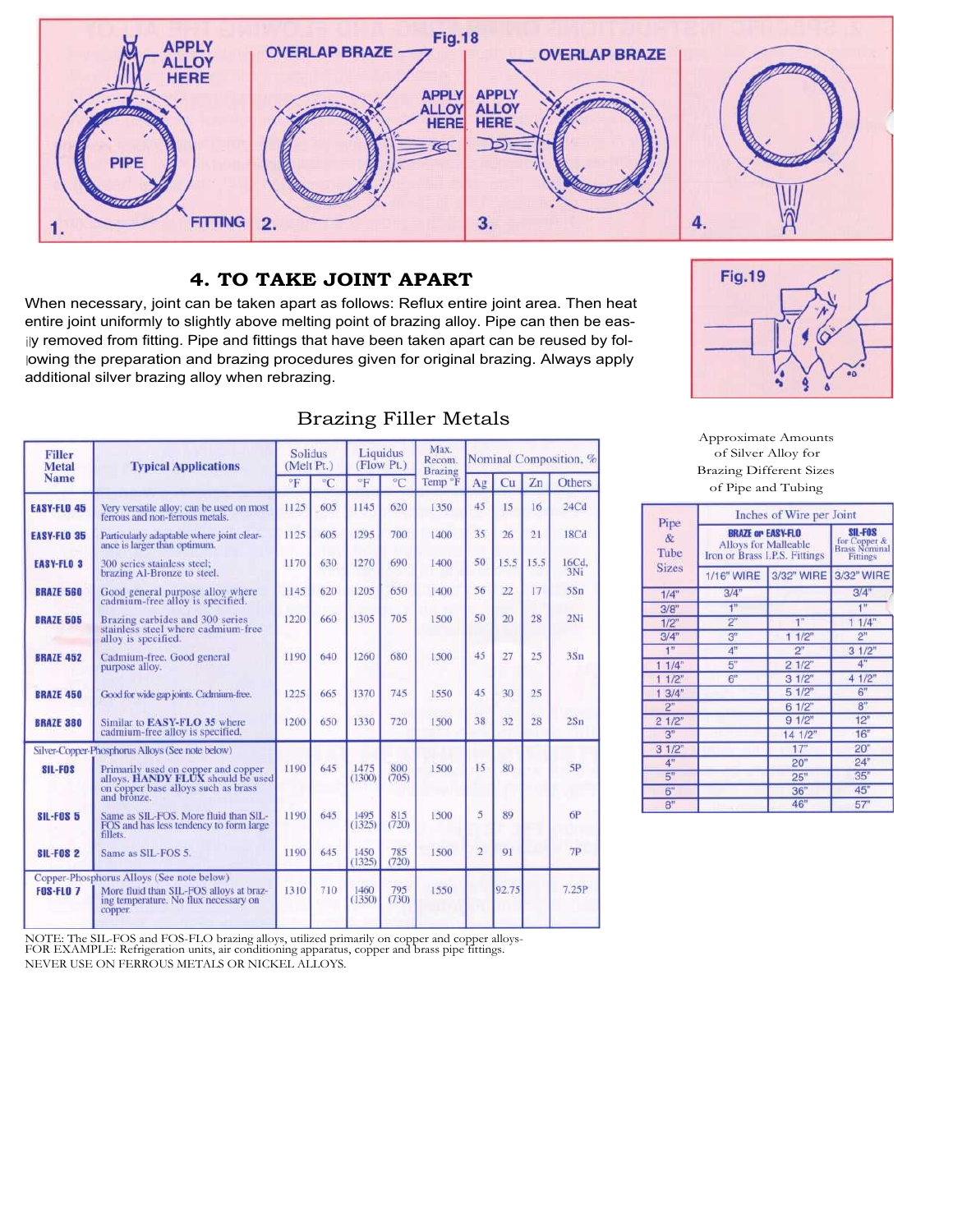Fig.18

APPLY ALLOY HERE

PIPE

FITTING

1.

OVERLAP BRAZE

APPLY ALLOY HERE

2.

OVERLAP BRAZE

APPLY ALLOY HERE

3.

4.

## 4. TO TAKE JOINT APART

When necessary, joint can be taken apart as follows: Reflux entire joint area. Then heat entire joint uniformly to slightly above melting point of brazing alloy. Pipe can then be easily removed from fitting. Pipe and fittings that have been taken apart can be reused by following the preparation and brazing procedures given for original brazing. Always apply additional silver brazing alloy when rebrazing.

Fig.19

### Brazing Filler Metals

| Filler Metal Name | Typical Applications | Solidus (Melt Pt.) | | Liquidus (Flow Pt.) | | Max. Recom. Brazing Temp °F | Nominal Composition, % | | | |
|---|---|---|---|---|---|---|---|---|---|---|
| | | °F | °C | °F | °C | | Ag | Cu | Zn | Others |
| **EASY-FLO 45** | Very versatile alloy; can be used on most ferrous and non-ferrous metals. | 1125 | 605 | 1145 | 620 | 1350 | 45 | 15 | 16 | 24Cd |
| **EASY-FLO 35** | Particularly adaptable where joint clearance is larger than optimum. | 1125 | 605 | 1295 | 700 | 1400 | 35 | 26 | 21 | 18Cd |
| **EASY-FLO 3** | 300 series stainless steel; brazing Al-Bronze to steel. | 1170 | 630 | 1270 | 690 | 1400 | 50 | 15.5 | 15.5 | 16Cd, 3Ni |
| **BRAZE 560** | Good general purpose alloy where cadmium-free alloy is specified. | 1145 | 620 | 1205 | 650 | 1400 | 56 | 22 | 17 | 5Sn |
| **BRAZE 505** | Brazing carbides and 300 series stainless steel where cadmium-free alloy is specified. | 1220 | 660 | 1305 | 705 | 1500 | 50 | 20 | 28 | 2Ni |
| **BRAZE 452** | Cadmium-free. Good general purpose alloy. | 1190 | 640 | 1260 | 680 | 1500 | 45 | 27 | 25 | 3Sn |
| **BRAZE 450** | Good for wide gap joints. Cadmium-free. | 1225 | 665 | 1370 | 745 | 1550 | 45 | 30 | 25 | |
| **BRAZE 380** | Similar to **EASY-FLO 35** where cadmium-free alloy is specified. | 1200 | 650 | 1330 | 720 | 1500 | 38 | 32 | 28 | 2Sn |
| Silver-Copper-Phosphorus Alloys (See note below) | | | | | | | | | | |
| **SIL-FOS** | Primarily used on copper and copper alloys. **HANDY FLUX** should be used on copper base alloys such as brass and bronze. | 1190 | 645 | 1475 (1300) | 800 (705) | 1500 | 15 | 80 | | 5P |
| **SIL-FOS 5** | Same as SIL-FOS. More fluid than SIL-FOS and has less tendency to form large fillets. | 1190 | 645 | 1495 (1325) | 815 (720) | 1500 | 5 | 89 | | 6P |
| **SIL-FOS 2** | Same as SIL-FOS 5. | 1190 | 645 | 1450 (1325) | 785 (720) | 1500 | 2 | 91 | | 7P |
| Copper-Phosphorus Alloys (See note below) | | | | | | | | | | |
| **FOS-FLO 7** | More fluid than SIL-FOS alloys at brazing temperature. No flux necessary on copper. | 1310 | 710 | 1460 (1350) | 795 (730) | 1550 | | 92.75 | | 7.25P |

NOTE: The SIL-FOS and FOS-FLO brazing alloys, utilized primarily on copper and copper alloys-
FOR EXAMPLE: Refrigeration units, air conditioning apparatus, copper and brass pipe fittings.
NEVER USE ON FERROUS METALS OR NICKEL ALLOYS.

Approximate Amounts of Silver Alloy for Brazing Different Sizes of Pipe and Tubing

| Pipe & Tube Sizes | Inches of Wire per Joint | | |
|---|---|---|---|
| | **BRAZE or EASY-FLO** Alloys for Malleable Iron or Brass I.P.S. Fittings | | **SIL-FOS** for Copper & Brass Nominal Fittings |
| | 1/16" WIRE | 3/32" WIRE | 3/32" WIRE |
| 1/4" | 3/4" | | 3/4" |
| 3/8" | 1" | | 1" |
| 1/2" | 2" | 1" | 1 1/4" |
| 3/4" | 3" | 1 1/2" | 2" |
| 1" | 4" | 2" | 3 1/2" |
| 1 1/4" | 5" | 2 1/2" | 4" |
| 1 1/2" | 6" | 3 1/2" | 4 1/2" |
| 1 3/4" | | 5 1/2" | 6" |
| 2" | | 6 1/2" | 8" |
| 2 1/2" | | 9 1/2" | 12" |
| 3" | | 14 1/2" | 16" |
| 3 1/2" | | 17" | 20" |
| 4" | | 20" | 24" |
| 5" | | 25" | 35" |
| 6" | | 36" | 45" |
| 8" | | 46" | 57" |